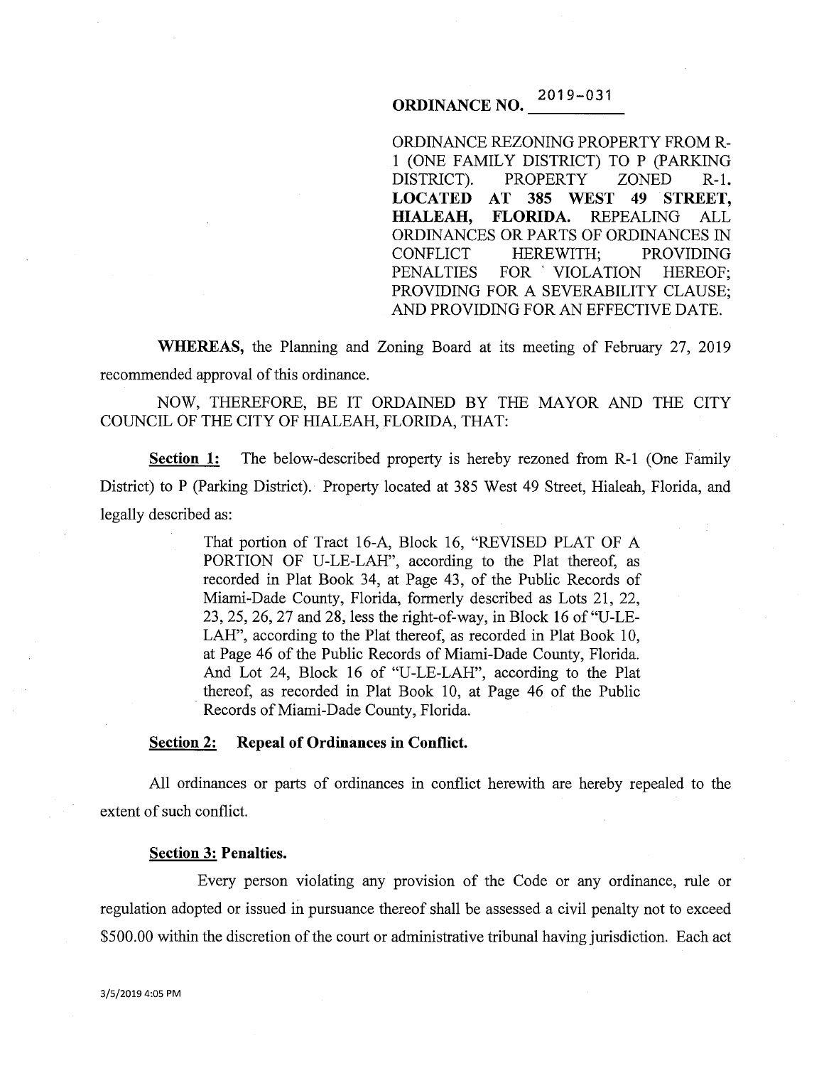**ORDINANCE NO. 2019-031**

ORDINANCE REZONING PROPERTY FROM R-1 (ONE FAMILY DISTRICT) TO P (PARKING DISTRICT). PROPERTY ZONED R-1. **LOCATED AT 385 WEST 49 STREET, HIALEAH, FLORIDA.** REPEALING ALL ORDINANCES OR PARTS OF ORDINANCES IN CONFLICT HEREWITH; PROVIDING PENALTIES FOR VIOLATION HEREOF; PROVIDING FOR A SEVERABILITY CLAUSE; AND PROVIDING FOR AN EFFECTIVE DATE.

**WHEREAS,** the Planning and Zoning Board at its meeting of February 27, 2019 recommended approval of this ordinance.

NOW, THEREFORE, BE IT ORDAINED BY THE MAYOR AND THE CITY COUNCIL OF THE CITY OF HIALEAH, FLORIDA, THAT:

**Section 1:** The below-described property is hereby rezoned from R-1 (One Family District) to P (Parking District). Property located at 385 West 49 Street, Hialeah, Florida, and legally described as:

> That portion of Tract 16-A, Block 16, "REVISED PLAT OF A PORTION OF U-LE-LAH", according to the Plat thereof, as recorded in Plat Book 34, at Page 43, of the Public Records of Miami-Dade County, Florida, formerly described as Lots 21, 22, 23, 25, 26, 27 and 28, less the right-of-way, in Block 16 of "U-LE-LAH", according to the Plat thereof, as recorded in Plat Book 10, at Page 46 of the Public Records of Miami-Dade County, Florida. And Lot 24, Block 16 of "U-LE-LAH", according to the Plat thereof, as recorded in Plat Book 10, at Page 46 of the Public Records of Miami-Dade County, Florida.

**Section 2: Repeal of Ordinances in Conflict.**

All ordinances or parts of ordinances in conflict herewith are hereby repealed to the extent of such conflict.

**Section 3: Penalties.**

Every person violating any provision of the Code or any ordinance, rule or regulation adopted or issued in pursuance thereof shall be assessed a civil penalty not to exceed $500.00 within the discretion of the court or administrative tribunal having jurisdiction. Each act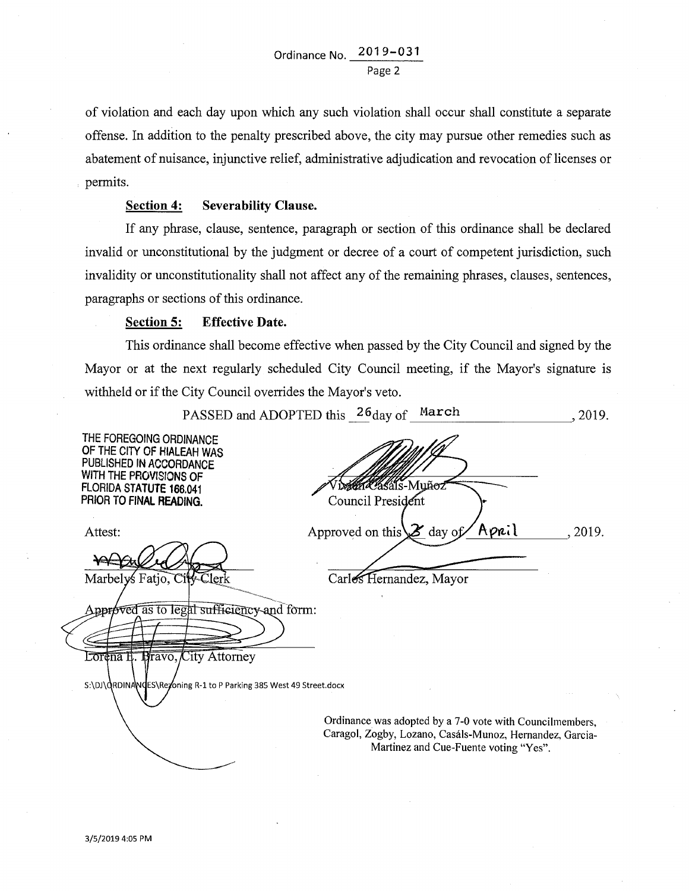of violation and each day upon which any such violation shall occur shall constitute a separate offense. In addition to the penalty prescribed above, the city may pursue other remedies such as abatement of nuisance, injunctive relief, administrative adjudication and revocation of licenses or permits.

**Section 4: Severability Clause.**

If any phrase, clause, sentence, paragraph or section of this ordinance shall be declared invalid or unconstitutional by the judgment or decree of a court of competent jurisdiction, such invalidity or unconstitutionality shall not affect any of the remaining phrases, clauses, sentences, paragraphs or sections of this ordinance.

**Section 5: Effective Date.**

This ordinance shall become effective when passed by the City Council and signed by the Mayor or at the next regularly scheduled City Council meeting, if the Mayor's signature is withheld or if the City Council overrides the Mayor's veto.

PASSED and ADOPTED this 26 day of March, 2019.

THE FOREGOING ORDINANCE OF THE CITY OF HIALEAH WAS PUBLISHED IN ACCORDANCE WITH THE PROVISIONS OF FLORIDA STATUTE 166.041 PRIOR TO FINAL READING.

Vivian Casáls-Muñoz
Council President

Attest:

Approved on this 3 day of April, 2019.

Marbelys Fatjo, City Clerk

Carlos Hernandez, Mayor

Approved as to legal sufficiency and form:

Lorena E. Bravo, City Attorney

S:\DJ\ORDINANCES\Rezoning R-1 to P Parking 385 West 49 Street.docx

Ordinance was adopted by a 7-0 vote with Councilmembers, Caragol, Zogby, Lozano, Casáls-Munoz, Hernandez, Garcia-Martinez and Cue-Fuente voting "Yes".

3/5/2019 4:05 PM